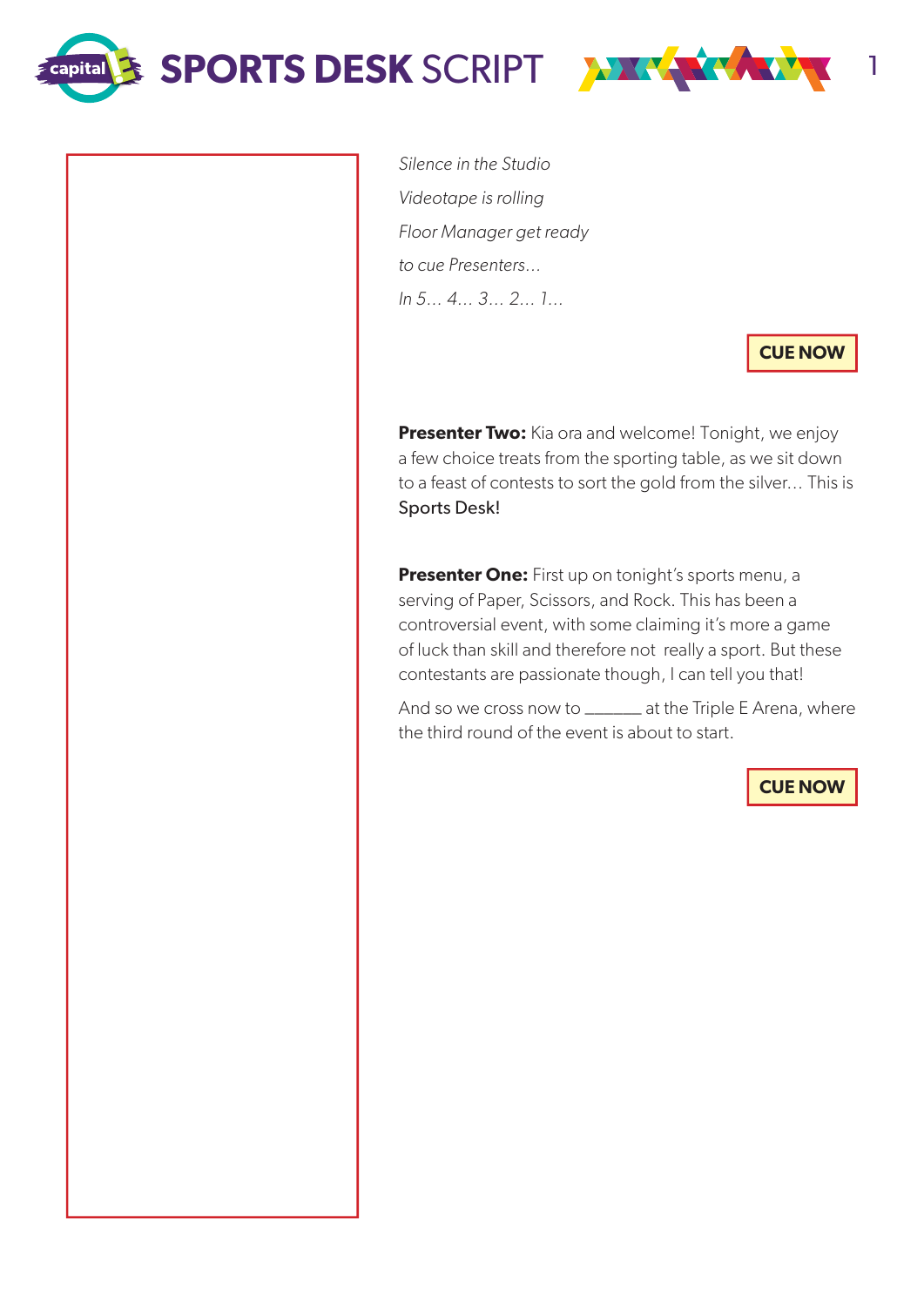# SPORTS DESK SCRIPT

*Silence in the Studio*

*Videotape is rolling*

*Floor Manager get ready*

*to cue Presenters…*

*In 5… 4… 3… 2… 1…*

**CUE NOW**

**Presenter Two:** Kia ora and welcome! Tonight, we enjoy a few choice treats from the sporting table, as we sit down to a feast of contests to sort the gold from the silver… This is Sports Desk!

**Presenter One:** First up on tonight's sports menu, a serving of Paper, Scissors, and Rock. This has been a controversial event, with some claiming it's more a game of luck than skill and therefore not really a sport. But these contestants are passionate though, I can tell you that!

And so we cross now to ______ at the Triple E Arena, where the third round of the event is about to start.

**CUE NOW**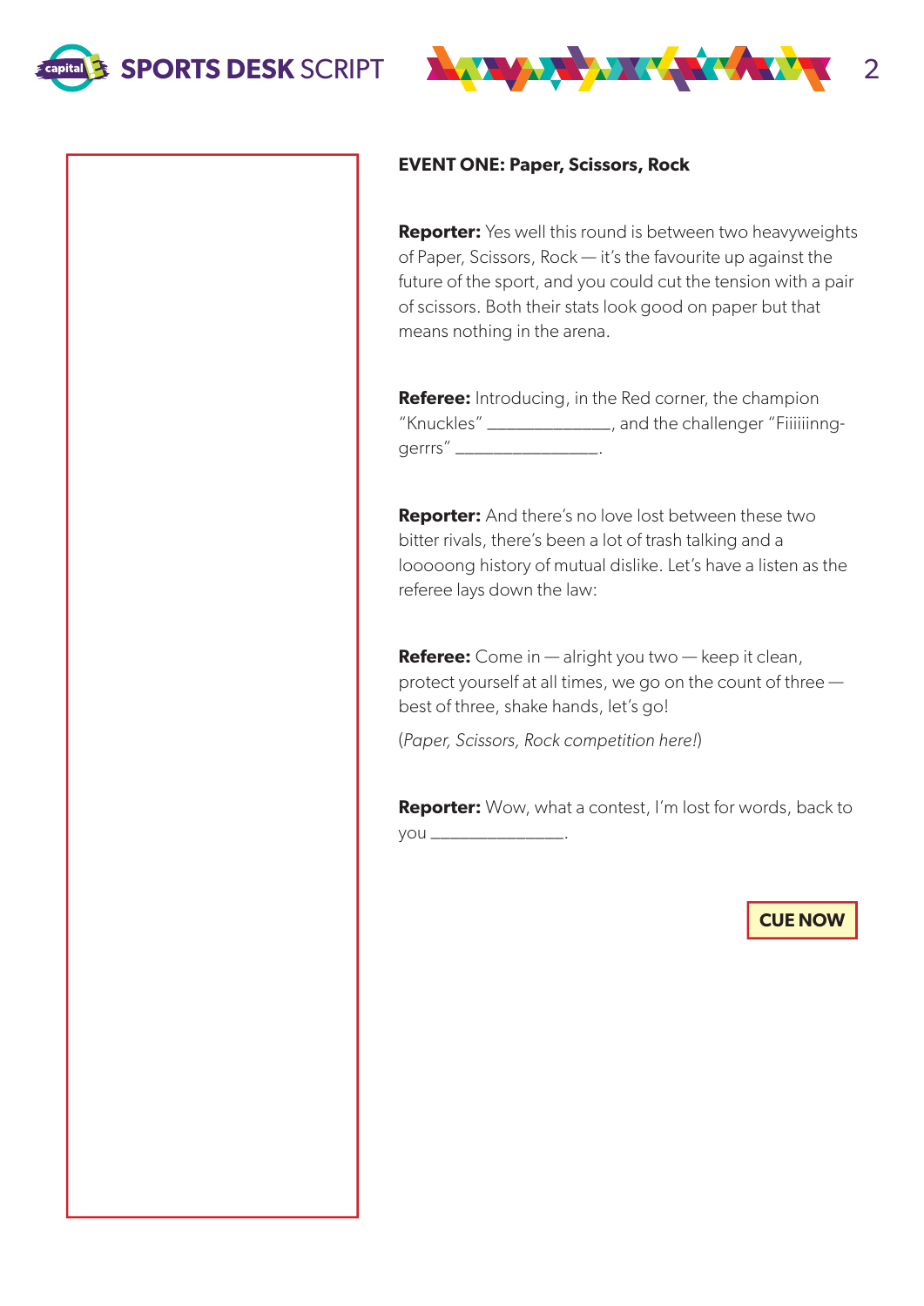**EVENT ONE: Paper, Scissors, Rock**

**Reporter:** Yes well this round is between two heavyweights of Paper, Scissors, Rock — it's the favourite up against the future of the sport, and you could cut the tension with a pair of scissors. Both their stats look good on paper but that means nothing in the arena.

**Referee:** Introducing, in the Red corner, the champion "Knuckles" _____________, and the challenger "Fiiiiiinng-gerrrs" _______________.

**Reporter:** And there's no love lost between these two bitter rivals, there's been a lot of trash talking and a looooong history of mutual dislike. Let's have a listen as the referee lays down the law:

**Referee:** Come in — alright you two — keep it clean, protect yourself at all times, we go on the count of three — best of three, shake hands, let's go!

(*Paper, Scissors, Rock competition here!*)

**Reporter:** Wow, what a contest, I'm lost for words, back to you ______________.

**CUE NOW**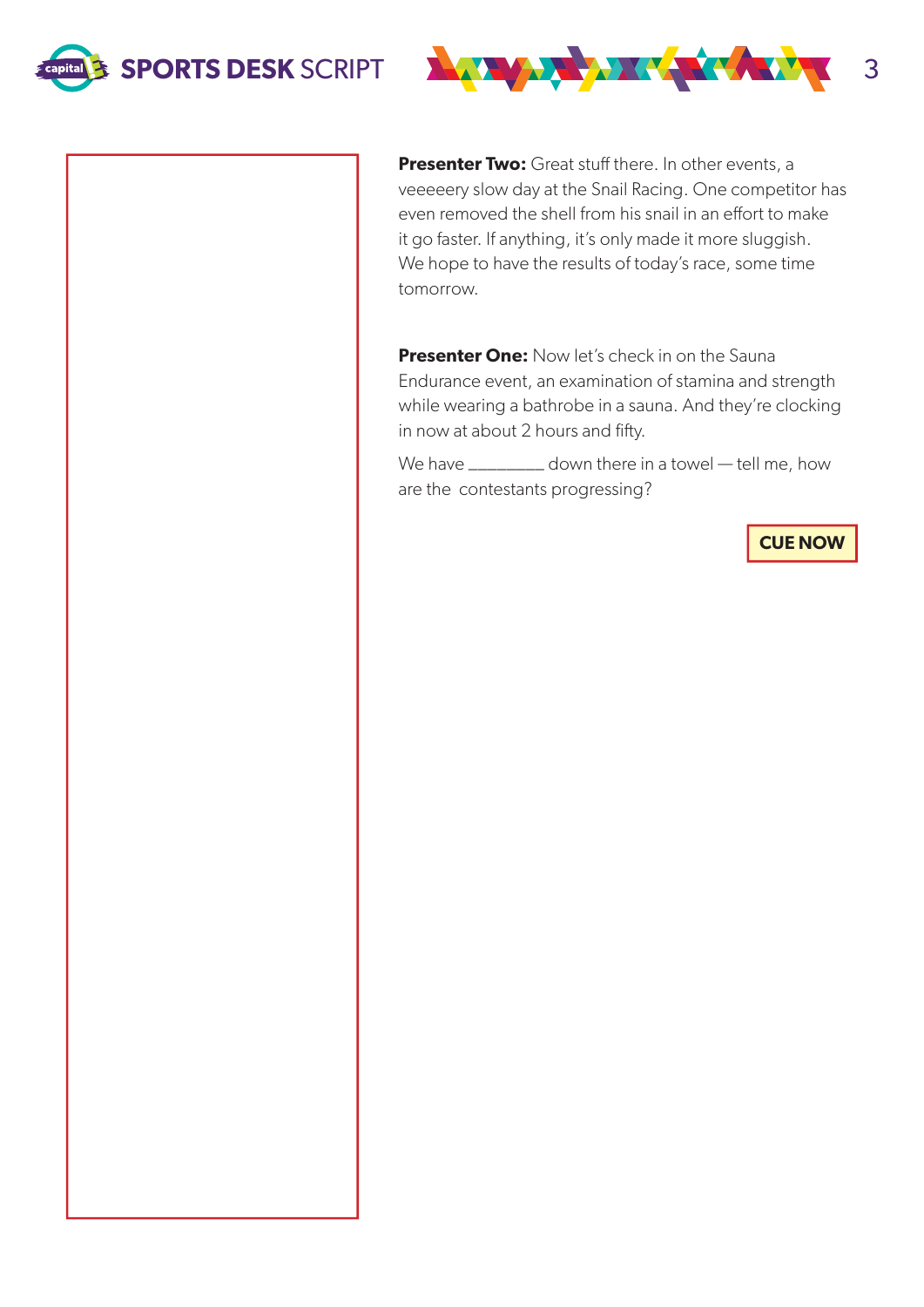**Presenter Two:** Great stuff there. In other events, a veeeeery slow day at the Snail Racing. One competitor has even removed the shell from his snail in an effort to make it go faster. If anything, it's only made it more sluggish. We hope to have the results of today's race, some time tomorrow.

**Presenter One:** Now let's check in on the Sauna Endurance event, an examination of stamina and strength while wearing a bathrobe in a sauna. And they're clocking in now at about 2 hours and fifty.

We have ________ down there in a towel — tell me, how are the contestants progressing?

**CUE NOW**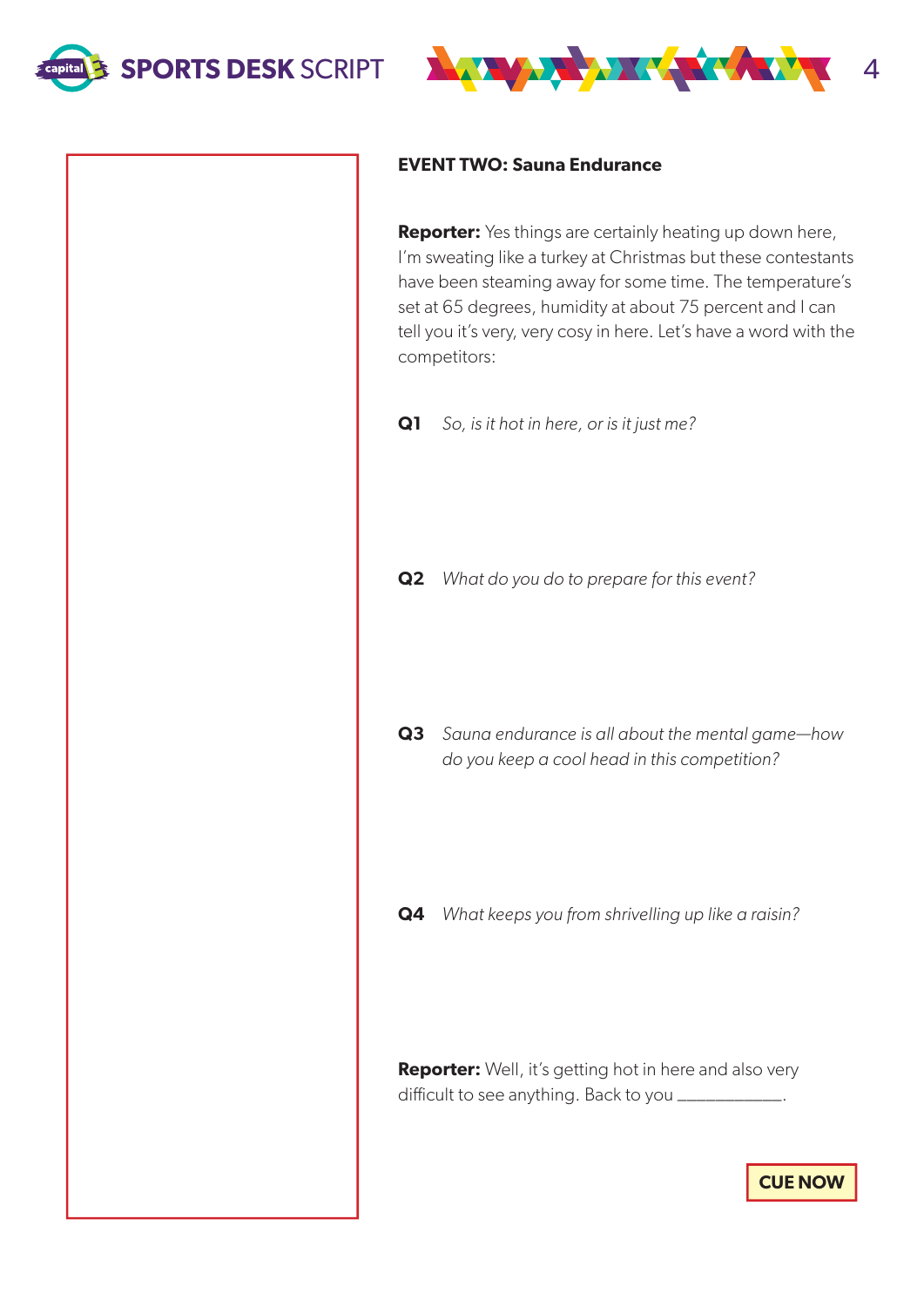**EVENT TWO: Sauna Endurance**

**Reporter:** Yes things are certainly heating up down here, I'm sweating like a turkey at Christmas but these contestants have been steaming away for some time. The temperature's set at 65 degrees, humidity at about 75 percent and I can tell you it's very, very cosy in here. Let's have a word with the competitors:

**Q1** *So, is it hot in here, or is it just me?*

**Q2** *What do you do to prepare for this event?*

**Q3** *Sauna endurance is all about the mental game—how do you keep a cool head in this competition?*

**Q4** *What keeps you from shrivelling up like a raisin?*

**Reporter:** Well, it's getting hot in here and also very difficult to see anything. Back to you ___________.

**CUE NOW**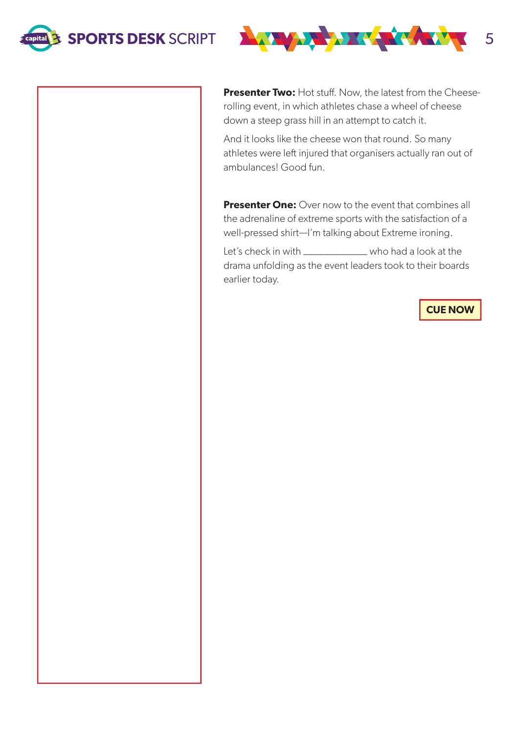**Presenter Two:** Hot stuff. Now, the latest from the Cheese-rolling event, in which athletes chase a wheel of cheese down a steep grass hill in an attempt to catch it.

And it looks like the cheese won that round. So many athletes were left injured that organisers actually ran out of ambulances! Good fun.

**Presenter One:** Over now to the event that combines all the adrenaline of extreme sports with the satisfaction of a well-pressed shirt—I'm talking about Extreme ironing.

Let's check in with ____________ who had a look at the drama unfolding as the event leaders took to their boards earlier today.

**CUE NOW**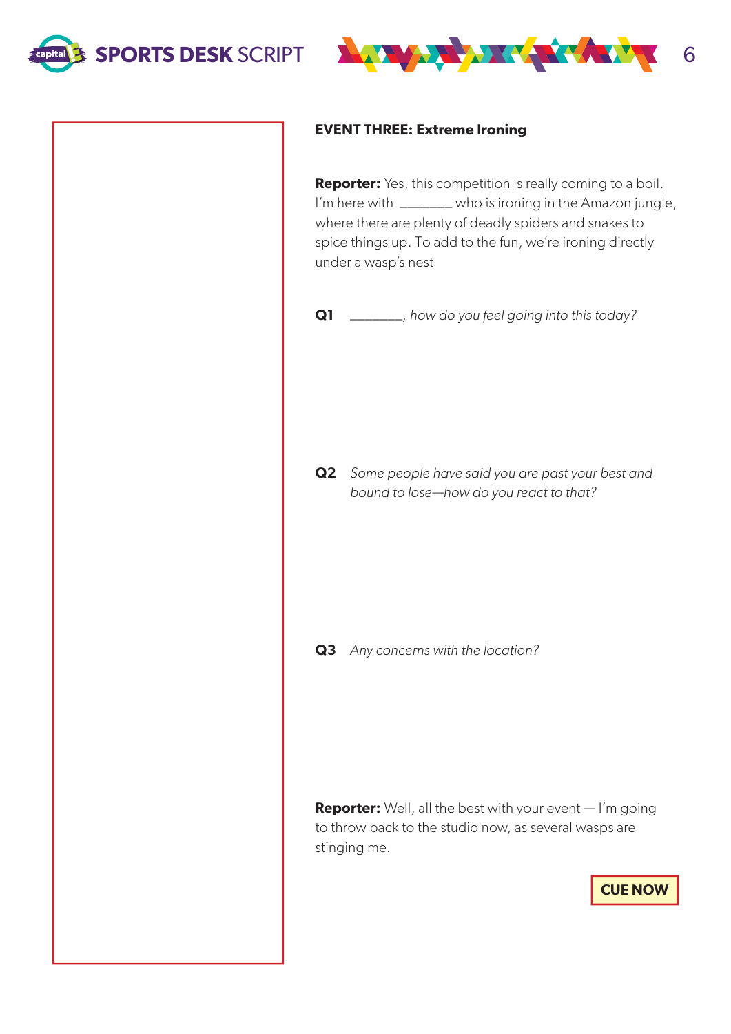**EVENT THREE: Extreme Ironing**

**Reporter:** Yes, this competition is really coming to a boil. I'm here with _______ who is ironing in the Amazon jungle, where there are plenty of deadly spiders and snakes to spice things up. To add to the fun, we're ironing directly under a wasp's nest

**Q1** _______, *how do you feel going into this today?*

**Q2** *Some people have said you are past your best and bound to lose—how do you react to that?*

**Q3** *Any concerns with the location?*

**Reporter:** Well, all the best with your event — I'm going to throw back to the studio now, as several wasps are stinging me.

**CUE NOW**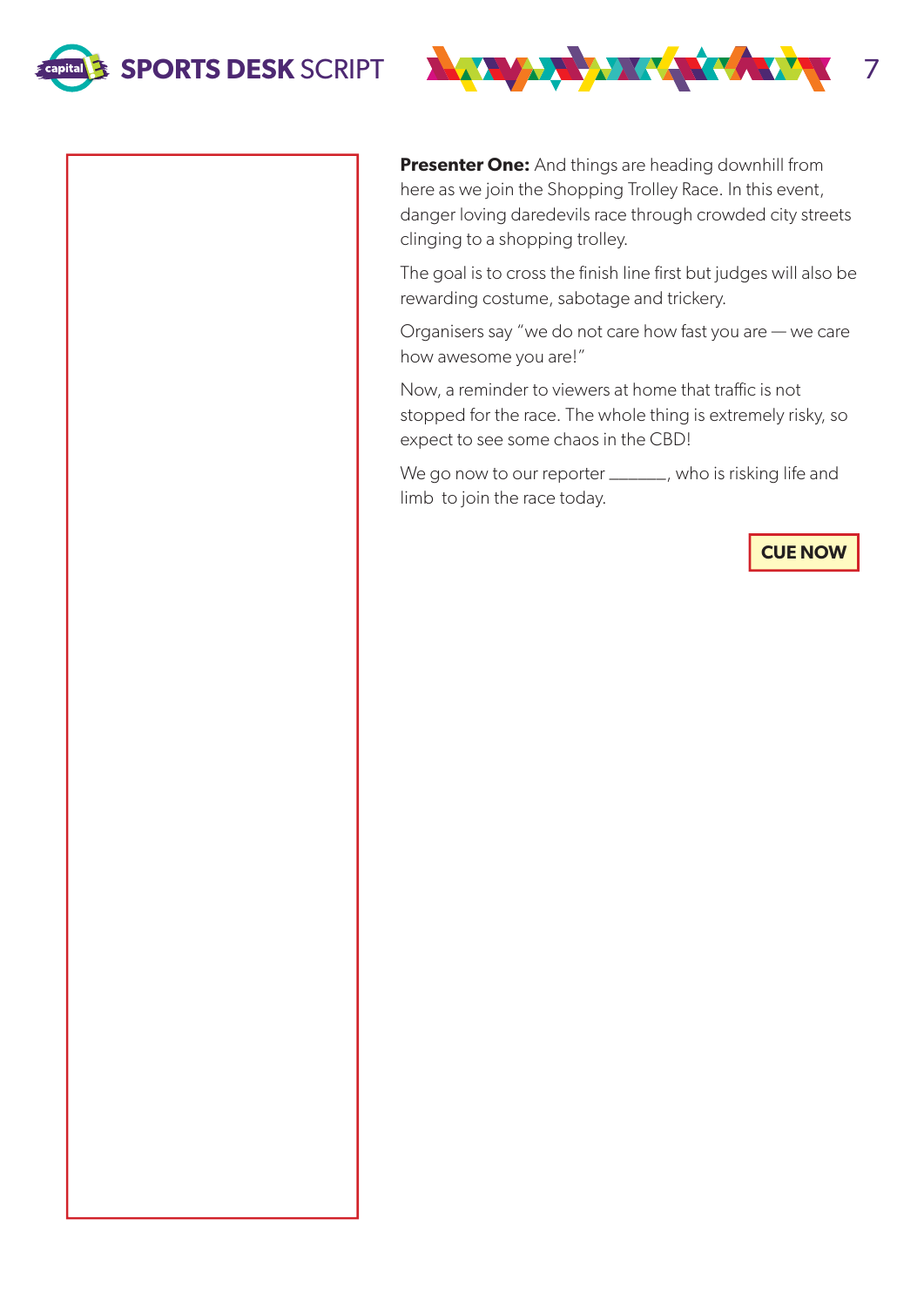**Presenter One:** And things are heading downhill from here as we join the Shopping Trolley Race. In this event, danger loving daredevils race through crowded city streets clinging to a shopping trolley.

The goal is to cross the finish line first but judges will also be rewarding costume, sabotage and trickery.

Organisers say "we do not care how fast you are — we care how awesome you are!"

Now, a reminder to viewers at home that traffic is not stopped for the race. The whole thing is extremely risky, so expect to see some chaos in the CBD!

We go now to our reporter ______, who is risking life and limb to join the race today.

**CUE NOW**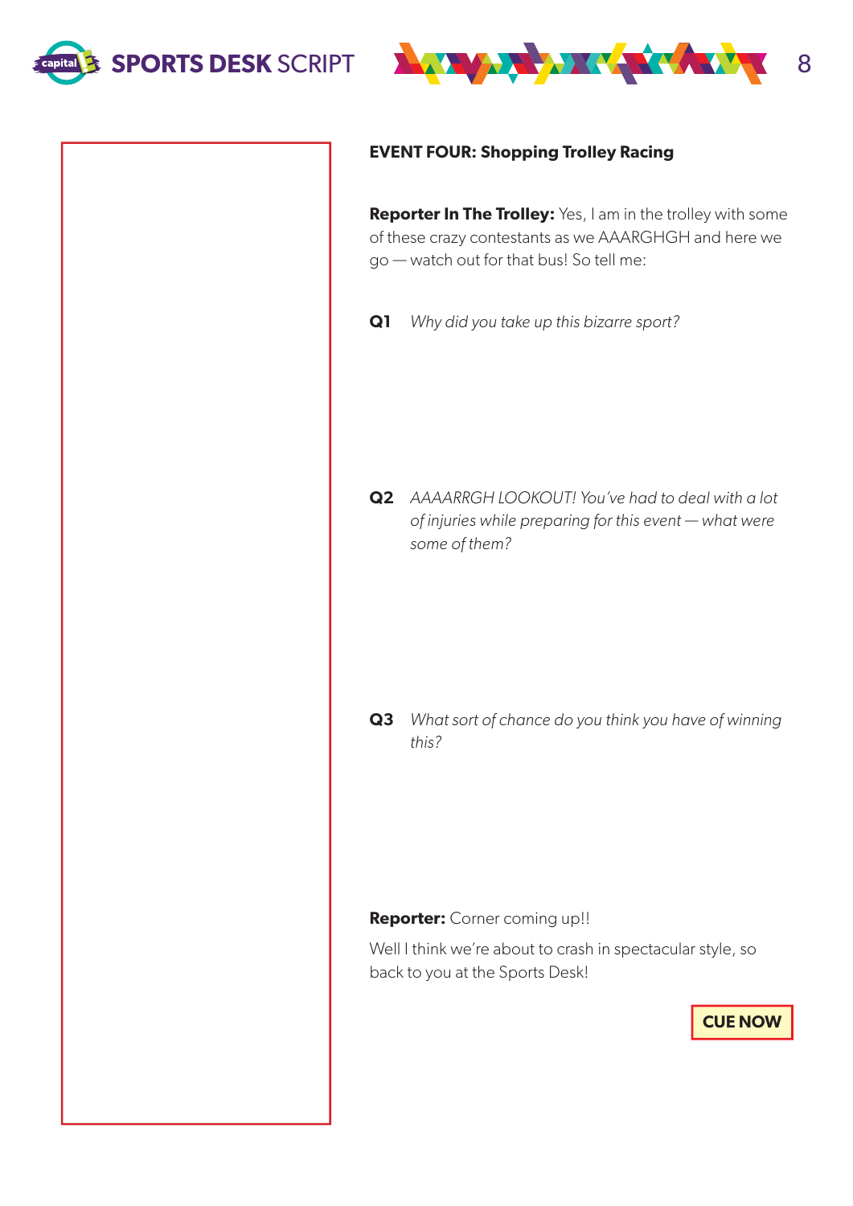**EVENT FOUR: Shopping Trolley Racing**

**Reporter In The Trolley:** Yes, I am in the trolley with some of these crazy contestants as we AAARGHGH and here we go — watch out for that bus! So tell me:

**Q1** *Why did you take up this bizarre sport?*

**Q2** *AAAARRGH LOOKOUT! You've had to deal with a lot of injuries while preparing for this event — what were some of them?*

**Q3** *What sort of chance do you think you have of winning this?*

**Reporter:** Corner coming up!!

Well I think we're about to crash in spectacular style, so back to you at the Sports Desk!

**CUE NOW**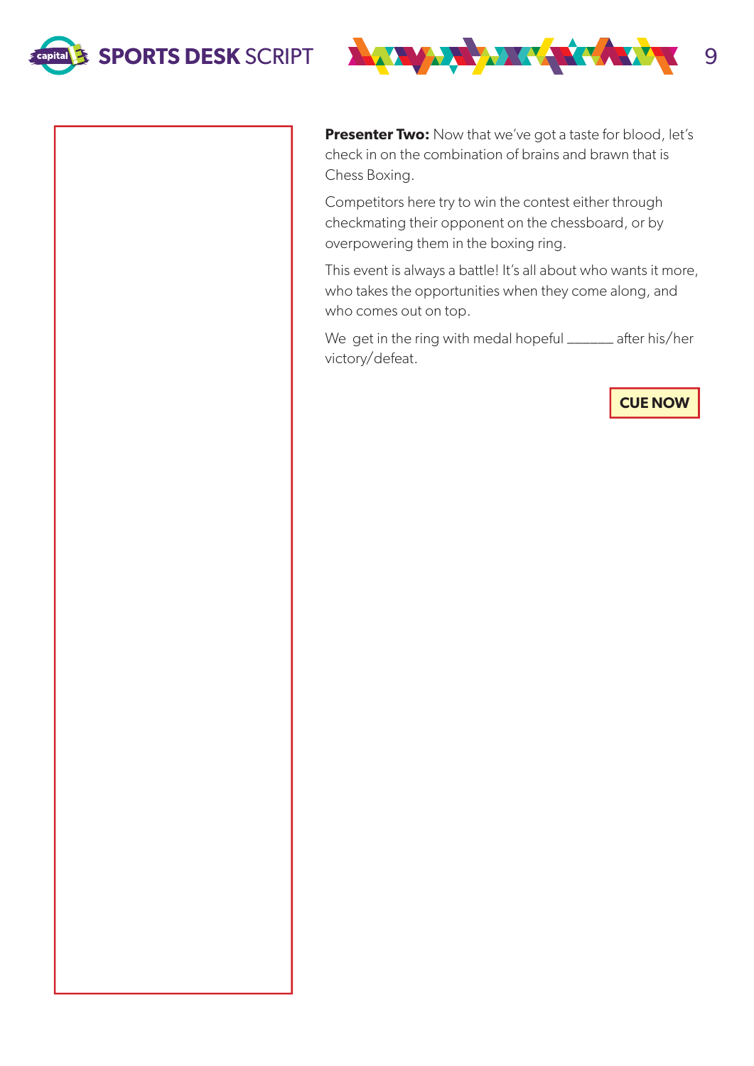**Presenter Two:** Now that we've got a taste for blood, let's check in on the combination of brains and brawn that is Chess Boxing.

Competitors here try to win the contest either through checkmating their opponent on the chessboard, or by overpowering them in the boxing ring.

This event is always a battle! It's all about who wants it more, who takes the opportunities when they come along, and who comes out on top.

We  get in the ring with medal hopeful ______ after his/her victory/defeat.

**CUE NOW**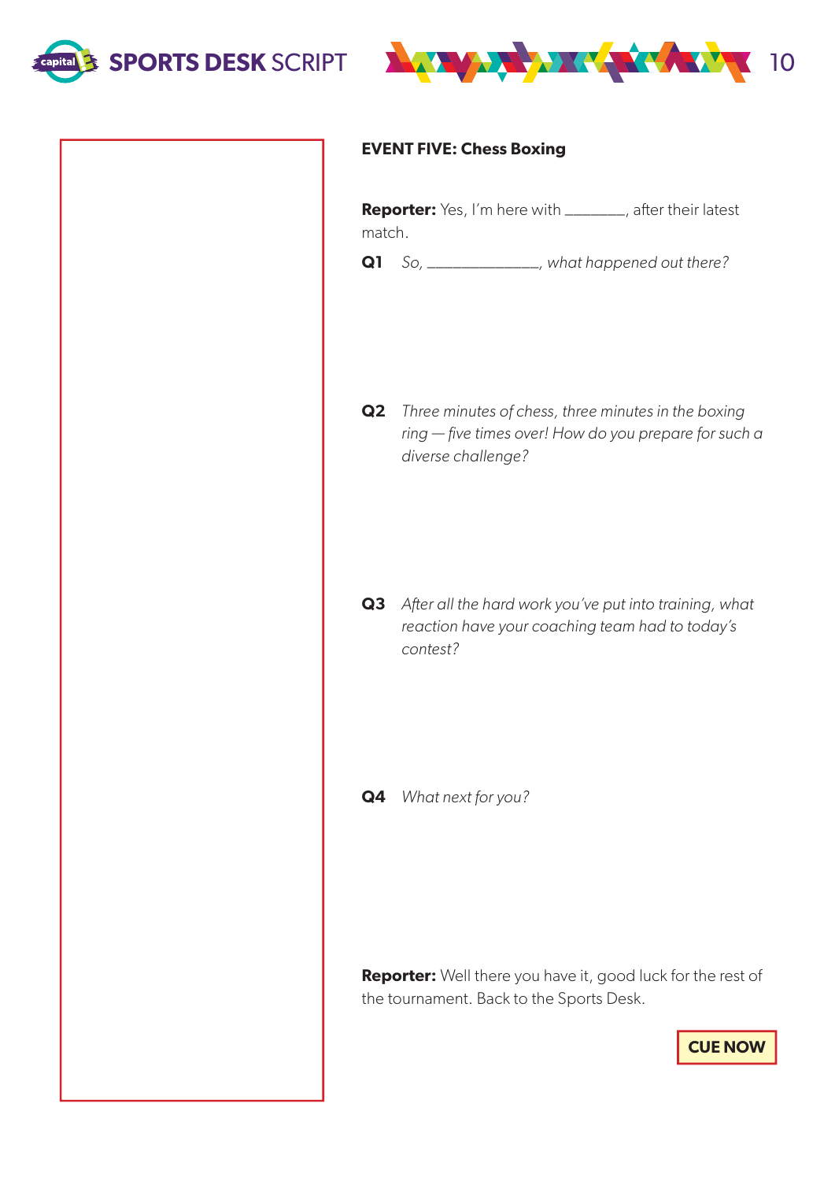**EVENT FIVE: Chess Boxing**

**Reporter:** Yes, I'm here with ________, after their latest match.

**Q1** *So, ______________, what happened out there?*

**Q2** *Three minutes of chess, three minutes in the boxing ring — five times over! How do you prepare for such a diverse challenge?*

**Q3** *After all the hard work you've put into training, what reaction have your coaching team had to today's contest?*

**Q4** *What next for you?*

**Reporter:** Well there you have it, good luck for the rest of the tournament. Back to the Sports Desk.

**CUE NOW**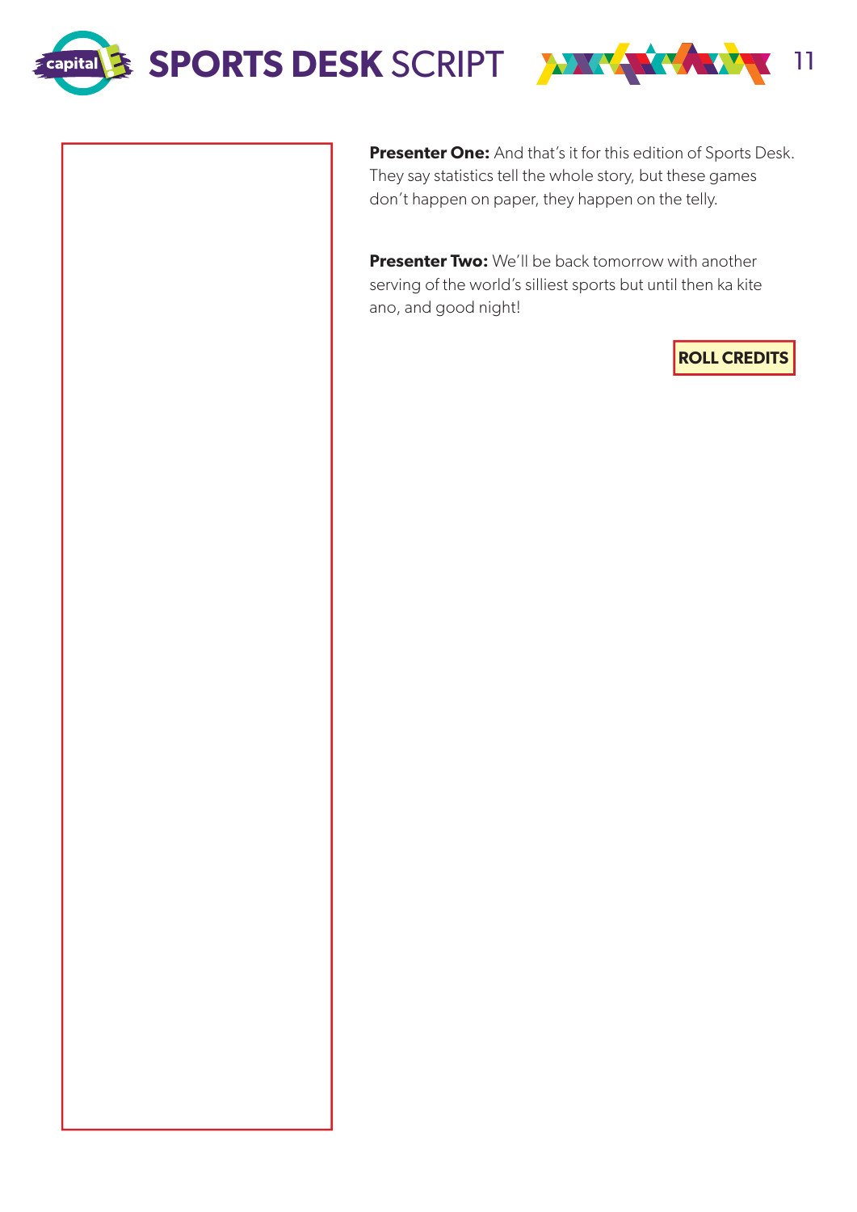**Presenter One:** And that's it for this edition of Sports Desk. They say statistics tell the whole story, but these games don't happen on paper, they happen on the telly.

**Presenter Two:** We'll be back tomorrow with another serving of the world's silliest sports but until then ka kite ano, and good night!

**ROLL CREDITS**